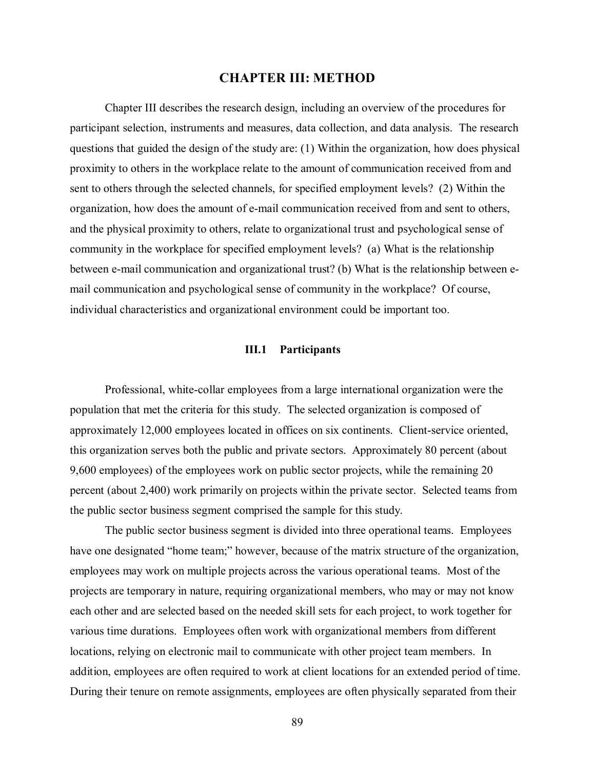# CHAPTER III: METHOD

Chapter III describes the research design, including an overview of the procedures for participant selection, instruments and measures, data collection, and data analysis. The research questions that guided the design of the study are: (1) Within the organization, how does physical proximity to others in the workplace relate to the amount of communication received from and sent to others through the selected channels, for specified employment levels? (2) Within the organization, how does the amount of e-mail communication received from and sent to others, and the physical proximity to others, relate to organizational trust and psychological sense of community in the workplace for specified employment levels? (a) What is the relationship between e-mail communication and organizational trust? (b) What is the relationship between e-mail communication and psychological sense of community in the workplace? Of course, individual characteristics and organizational environment could be important too.

## III.1 Participants

Professional, white-collar employees from a large international organization were the population that met the criteria for this study. The selected organization is composed of approximately 12,000 employees located in offices on six continents. Client-service oriented, this organization serves both the public and private sectors. Approximately 80 percent (about 9,600 employees) of the employees work on public sector projects, while the remaining 20 percent (about 2,400) work primarily on projects within the private sector. Selected teams from the public sector business segment comprised the sample for this study.

The public sector business segment is divided into three operational teams. Employees have one designated "home team;" however, because of the matrix structure of the organization, employees may work on multiple projects across the various operational teams. Most of the projects are temporary in nature, requiring organizational members, who may or may not know each other and are selected based on the needed skill sets for each project, to work together for various time durations. Employees often work with organizational members from different locations, relying on electronic mail to communicate with other project team members. In addition, employees are often required to work at client locations for an extended period of time. During their tenure on remote assignments, employees are often physically separated from their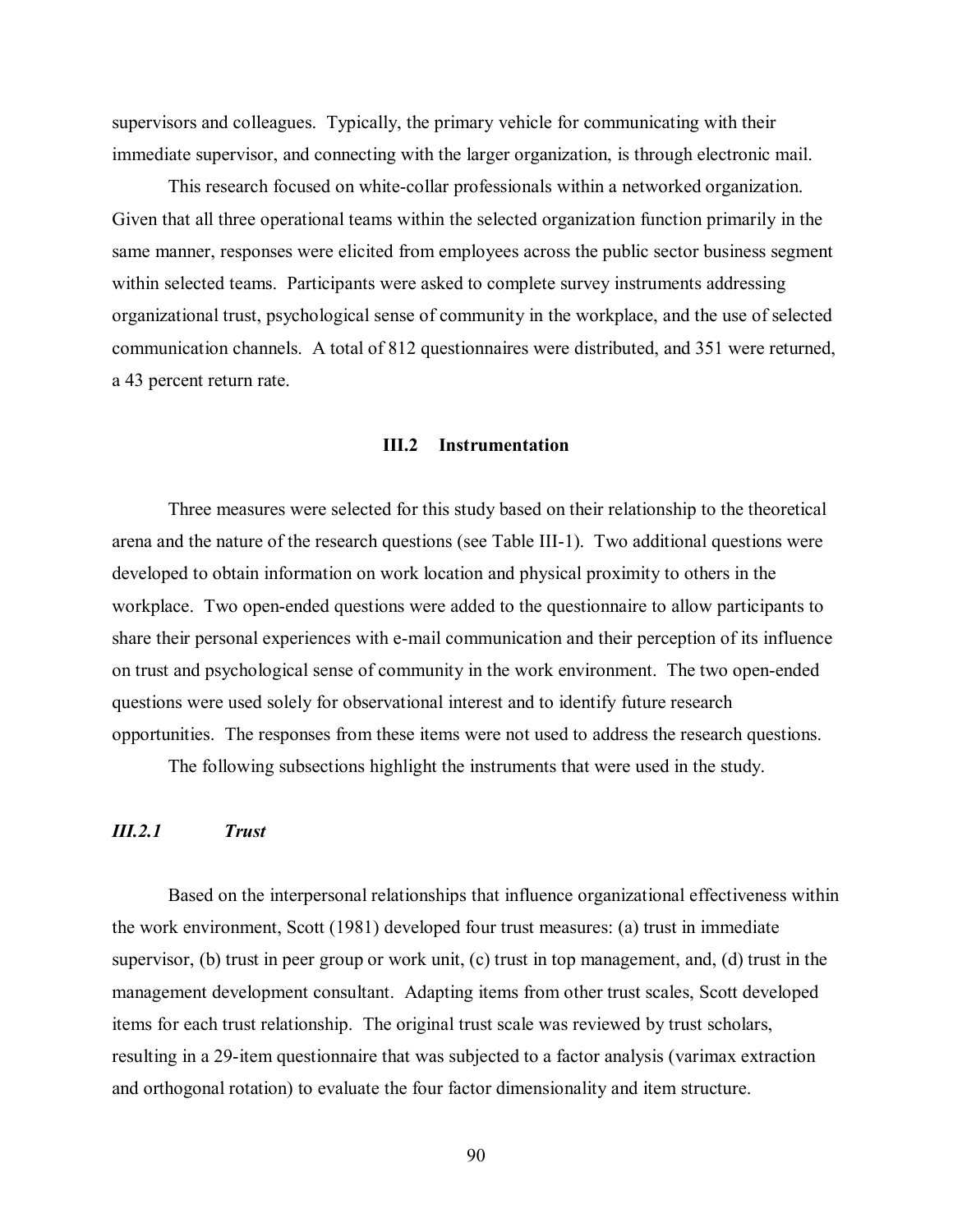supervisors and colleagues. Typically, the primary vehicle for communicating with their immediate supervisor, and connecting with the larger organization, is through electronic mail.

This research focused on white-collar professionals within a networked organization. Given that all three operational teams within the selected organization function primarily in the same manner, responses were elicited from employees across the public sector business segment within selected teams. Participants were asked to complete survey instruments addressing organizational trust, psychological sense of community in the workplace, and the use of selected communication channels. A total of 812 questionnaires were distributed, and 351 were returned, a 43 percent return rate.

## III.2 Instrumentation

Three measures were selected for this study based on their relationship to the theoretical arena and the nature of the research questions (see Table III-1). Two additional questions were developed to obtain information on work location and physical proximity to others in the workplace. Two open-ended questions were added to the questionnaire to allow participants to share their personal experiences with e-mail communication and their perception of its influence on trust and psychological sense of community in the work environment. The two open-ended questions were used solely for observational interest and to identify future research opportunities. The responses from these items were not used to address the research questions.

The following subsections highlight the instruments that were used in the study.

### *III.2.1 Trust*

Based on the interpersonal relationships that influence organizational effectiveness within the work environment, Scott (1981) developed four trust measures: (a) trust in immediate supervisor, (b) trust in peer group or work unit, (c) trust in top management, and, (d) trust in the management development consultant. Adapting items from other trust scales, Scott developed items for each trust relationship. The original trust scale was reviewed by trust scholars, resulting in a 29-item questionnaire that was subjected to a factor analysis (varimax extraction and orthogonal rotation) to evaluate the four factor dimensionality and item structure.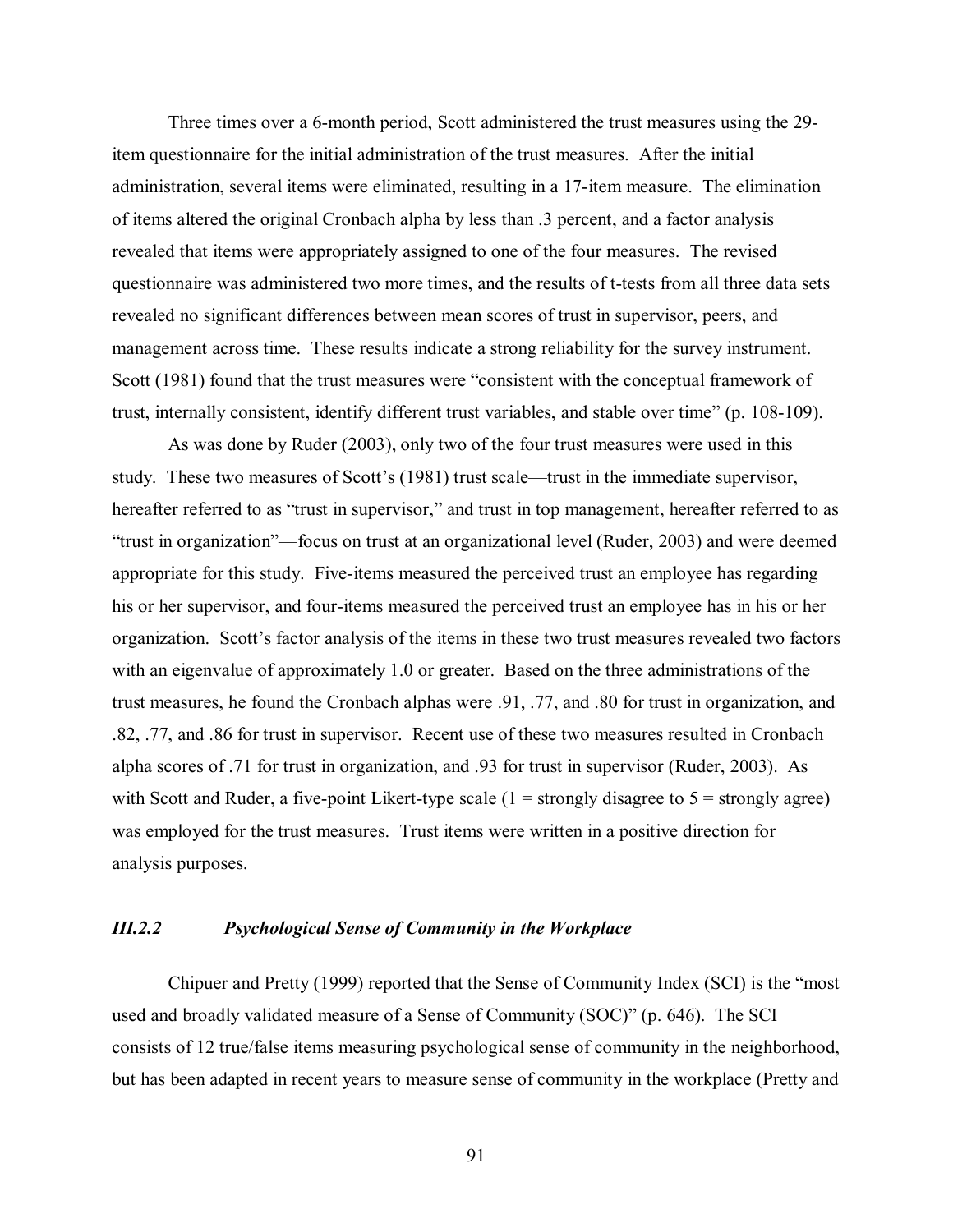Three times over a 6-month period, Scott administered the trust measures using the 29-item questionnaire for the initial administration of the trust measures. After the initial administration, several items were eliminated, resulting in a 17-item measure. The elimination of items altered the original Cronbach alpha by less than .3 percent, and a factor analysis revealed that items were appropriately assigned to one of the four measures. The revised questionnaire was administered two more times, and the results of t-tests from all three data sets revealed no significant differences between mean scores of trust in supervisor, peers, and management across time. These results indicate a strong reliability for the survey instrument. Scott (1981) found that the trust measures were "consistent with the conceptual framework of trust, internally consistent, identify different trust variables, and stable over time" (p. 108-109).

As was done by Ruder (2003), only two of the four trust measures were used in this study. These two measures of Scott's (1981) trust scale—trust in the immediate supervisor, hereafter referred to as "trust in supervisor," and trust in top management, hereafter referred to as "trust in organization"—focus on trust at an organizational level (Ruder, 2003) and were deemed appropriate for this study. Five-items measured the perceived trust an employee has regarding his or her supervisor, and four-items measured the perceived trust an employee has in his or her organization. Scott's factor analysis of the items in these two trust measures revealed two factors with an eigenvalue of approximately 1.0 or greater. Based on the three administrations of the trust measures, he found the Cronbach alphas were .91, .77, and .80 for trust in organization, and .82, .77, and .86 for trust in supervisor. Recent use of these two measures resulted in Cronbach alpha scores of .71 for trust in organization, and .93 for trust in supervisor (Ruder, 2003). As with Scott and Ruder, a five-point Likert-type scale (1 = strongly disagree to 5 = strongly agree) was employed for the trust measures. Trust items were written in a positive direction for analysis purposes.

### *III.2.2 Psychological Sense of Community in the Workplace*

Chipuer and Pretty (1999) reported that the Sense of Community Index (SCI) is the "most used and broadly validated measure of a Sense of Community (SOC)" (p. 646). The SCI consists of 12 true/false items measuring psychological sense of community in the neighborhood, but has been adapted in recent years to measure sense of community in the workplace (Pretty and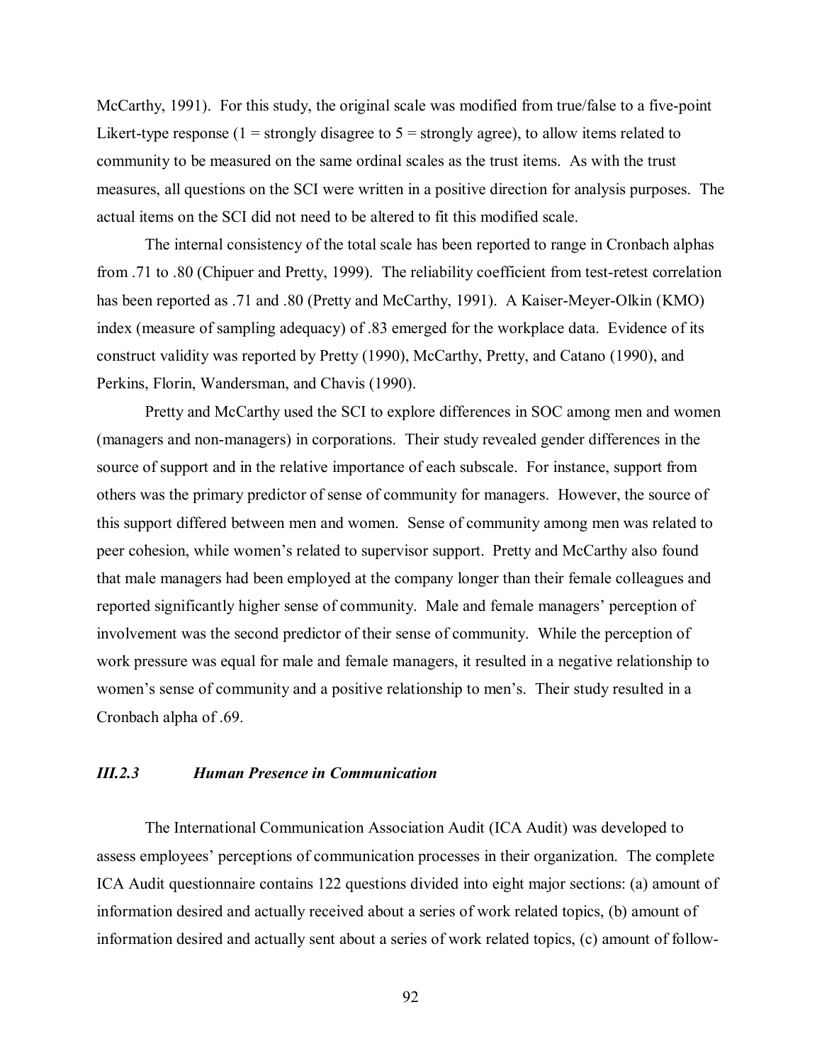McCarthy, 1991). For this study, the original scale was modified from true/false to a five-point Likert-type response (1 = strongly disagree to 5 = strongly agree), to allow items related to community to be measured on the same ordinal scales as the trust items. As with the trust measures, all questions on the SCI were written in a positive direction for analysis purposes. The actual items on the SCI did not need to be altered to fit this modified scale.

The internal consistency of the total scale has been reported to range in Cronbach alphas from .71 to .80 (Chipuer and Pretty, 1999). The reliability coefficient from test-retest correlation has been reported as .71 and .80 (Pretty and McCarthy, 1991). A Kaiser-Meyer-Olkin (KMO) index (measure of sampling adequacy) of .83 emerged for the workplace data. Evidence of its construct validity was reported by Pretty (1990), McCarthy, Pretty, and Catano (1990), and Perkins, Florin, Wandersman, and Chavis (1990).

Pretty and McCarthy used the SCI to explore differences in SOC among men and women (managers and non-managers) in corporations. Their study revealed gender differences in the source of support and in the relative importance of each subscale. For instance, support from others was the primary predictor of sense of community for managers. However, the source of this support differed between men and women. Sense of community among men was related to peer cohesion, while women's related to supervisor support. Pretty and McCarthy also found that male managers had been employed at the company longer than their female colleagues and reported significantly higher sense of community. Male and female managers' perception of involvement was the second predictor of their sense of community. While the perception of work pressure was equal for male and female managers, it resulted in a negative relationship to women's sense of community and a positive relationship to men's. Their study resulted in a Cronbach alpha of .69.

### *III.2.3 Human Presence in Communication*

The International Communication Association Audit (ICA Audit) was developed to assess employees' perceptions of communication processes in their organization. The complete ICA Audit questionnaire contains 122 questions divided into eight major sections: (a) amount of information desired and actually received about a series of work related topics, (b) amount of information desired and actually sent about a series of work related topics, (c) amount of follow-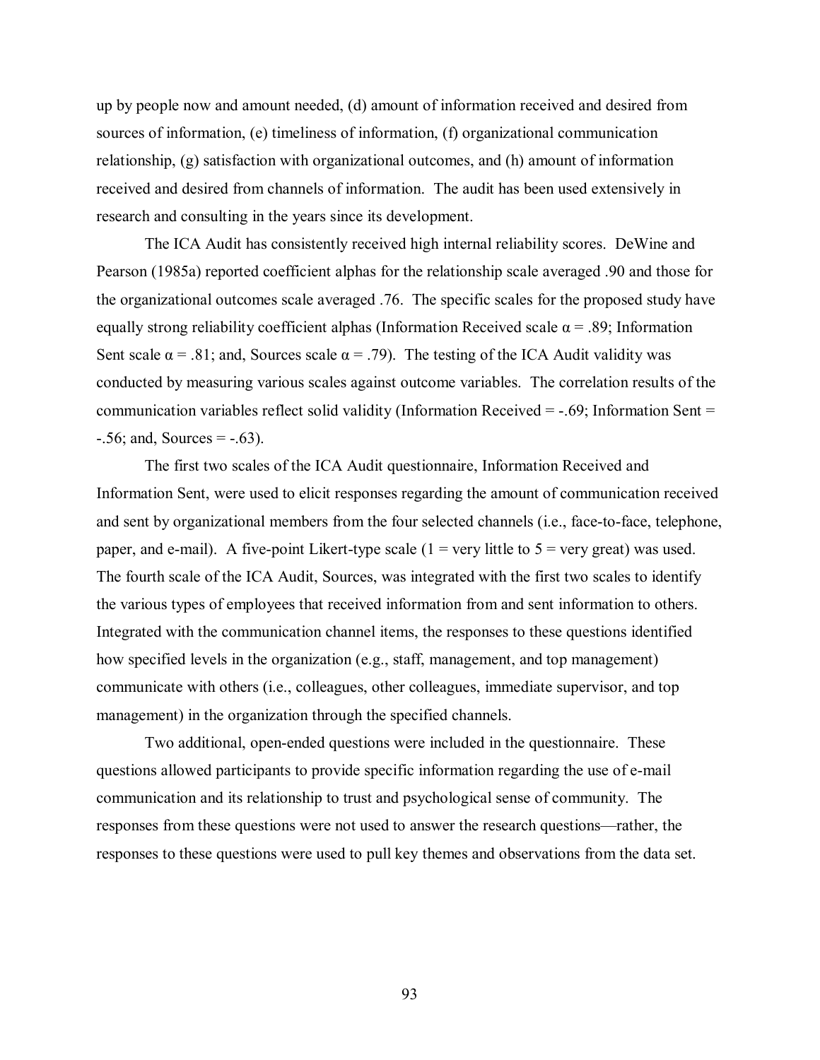up by people now and amount needed, (d) amount of information received and desired from sources of information, (e) timeliness of information, (f) organizational communication relationship, (g) satisfaction with organizational outcomes, and (h) amount of information received and desired from channels of information. The audit has been used extensively in research and consulting in the years since its development.

The ICA Audit has consistently received high internal reliability scores. DeWine and Pearson (1985a) reported coefficient alphas for the relationship scale averaged .90 and those for the organizational outcomes scale averaged .76. The specific scales for the proposed study have equally strong reliability coefficient alphas (Information Received scale $\alpha = .89$; Information Sent scale $\alpha = .81$; and, Sources scale $\alpha = .79$). The testing of the ICA Audit validity was conducted by measuring various scales against outcome variables. The correlation results of the communication variables reflect solid validity (Information Received = -.69; Information Sent = -.56; and, Sources = -.63).

The first two scales of the ICA Audit questionnaire, Information Received and Information Sent, were used to elicit responses regarding the amount of communication received and sent by organizational members from the four selected channels (i.e., face-to-face, telephone, paper, and e-mail). A five-point Likert-type scale (1 = very little to 5 = very great) was used. The fourth scale of the ICA Audit, Sources, was integrated with the first two scales to identify the various types of employees that received information from and sent information to others. Integrated with the communication channel items, the responses to these questions identified how specified levels in the organization (e.g., staff, management, and top management) communicate with others (i.e., colleagues, other colleagues, immediate supervisor, and top management) in the organization through the specified channels.

Two additional, open-ended questions were included in the questionnaire. These questions allowed participants to provide specific information regarding the use of e-mail communication and its relationship to trust and psychological sense of community. The responses from these questions were not used to answer the research questions—rather, the responses to these questions were used to pull key themes and observations from the data set.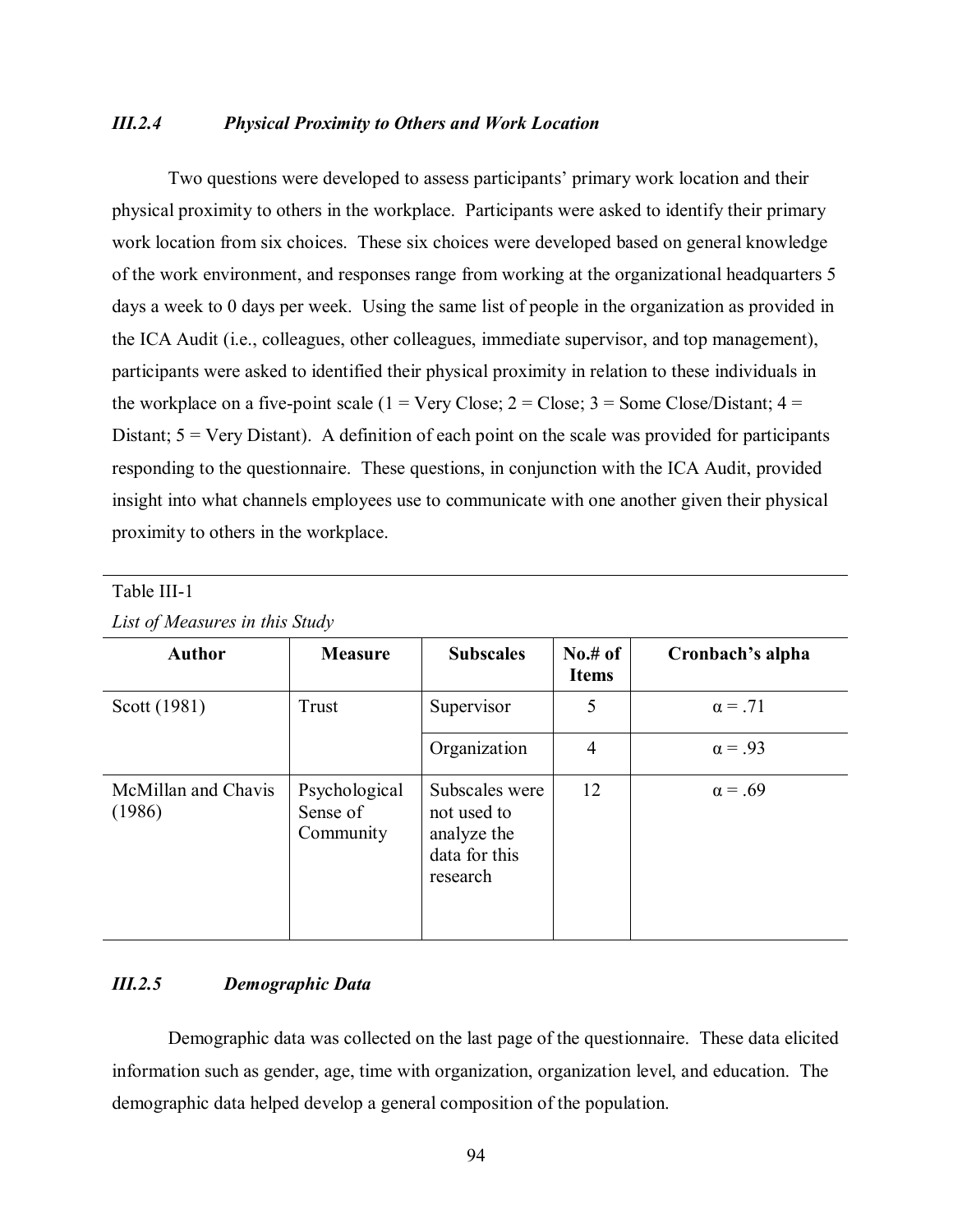### *III.2.4 Physical Proximity to Others and Work Location*

Two questions were developed to assess participants' primary work location and their physical proximity to others in the workplace. Participants were asked to identify their primary work location from six choices. These six choices were developed based on general knowledge of the work environment, and responses range from working at the organizational headquarters 5 days a week to 0 days per week. Using the same list of people in the organization as provided in the ICA Audit (i.e., colleagues, other colleagues, immediate supervisor, and top management), participants were asked to identified their physical proximity in relation to these individuals in the workplace on a five-point scale (1 = Very Close; 2 = Close; 3 = Some Close/Distant; 4 = Distant; 5 = Very Distant). A definition of each point on the scale was provided for participants responding to the questionnaire. These questions, in conjunction with the ICA Audit, provided insight into what channels employees use to communicate with one another given their physical proximity to others in the workplace.

Table III-1

*List of Measures in this Study*

| Author | Measure | Subscales | No.# of Items | Cronbach's alpha |
|---|---|---|---|---|
| Scott (1981) | Trust | Supervisor | 5 | $\alpha = .71$ |
| | | Organization | 4 | $\alpha = .93$ |
| McMillan and Chavis (1986) | Psychological Sense of Community | Subscales were not used to analyze the data for this research | 12 | $\alpha = .69$ |

### *III.2.5 Demographic Data*

Demographic data was collected on the last page of the questionnaire. These data elicited information such as gender, age, time with organization, organization level, and education. The demographic data helped develop a general composition of the population.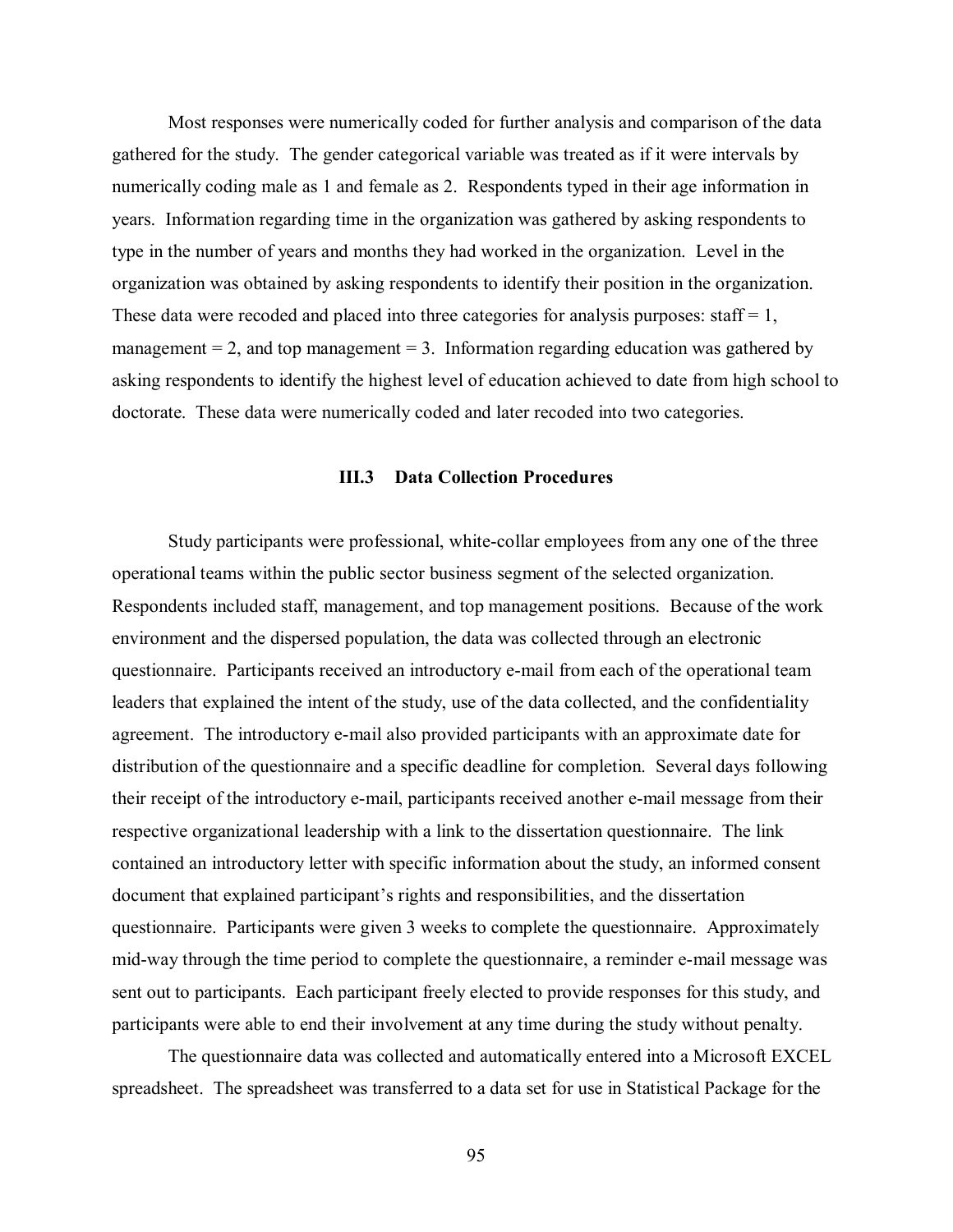Most responses were numerically coded for further analysis and comparison of the data gathered for the study. The gender categorical variable was treated as if it were intervals by numerically coding male as 1 and female as 2. Respondents typed in their age information in years. Information regarding time in the organization was gathered by asking respondents to type in the number of years and months they had worked in the organization. Level in the organization was obtained by asking respondents to identify their position in the organization. These data were recoded and placed into three categories for analysis purposes: staff = 1, management = 2, and top management = 3. Information regarding education was gathered by asking respondents to identify the highest level of education achieved to date from high school to doctorate. These data were numerically coded and later recoded into two categories.

### III.3 Data Collection Procedures

Study participants were professional, white-collar employees from any one of the three operational teams within the public sector business segment of the selected organization. Respondents included staff, management, and top management positions. Because of the work environment and the dispersed population, the data was collected through an electronic questionnaire. Participants received an introductory e-mail from each of the operational team leaders that explained the intent of the study, use of the data collected, and the confidentiality agreement. The introductory e-mail also provided participants with an approximate date for distribution of the questionnaire and a specific deadline for completion. Several days following their receipt of the introductory e-mail, participants received another e-mail message from their respective organizational leadership with a link to the dissertation questionnaire. The link contained an introductory letter with specific information about the study, an informed consent document that explained participant's rights and responsibilities, and the dissertation questionnaire. Participants were given 3 weeks to complete the questionnaire. Approximately mid-way through the time period to complete the questionnaire, a reminder e-mail message was sent out to participants. Each participant freely elected to provide responses for this study, and participants were able to end their involvement at any time during the study without penalty.

The questionnaire data was collected and automatically entered into a Microsoft EXCEL spreadsheet. The spreadsheet was transferred to a data set for use in Statistical Package for the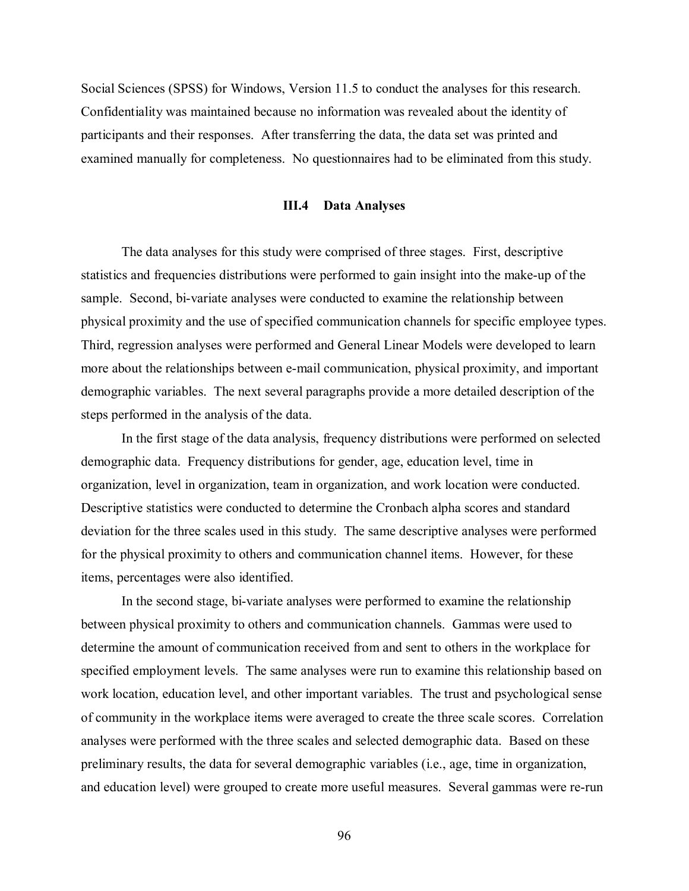Social Sciences (SPSS) for Windows, Version 11.5 to conduct the analyses for this research. Confidentiality was maintained because no information was revealed about the identity of participants and their responses. After transferring the data, the data set was printed and examined manually for completeness. No questionnaires had to be eliminated from this study.

## III.4 Data Analyses

The data analyses for this study were comprised of three stages. First, descriptive statistics and frequencies distributions were performed to gain insight into the make-up of the sample. Second, bi-variate analyses were conducted to examine the relationship between physical proximity and the use of specified communication channels for specific employee types. Third, regression analyses were performed and General Linear Models were developed to learn more about the relationships between e-mail communication, physical proximity, and important demographic variables. The next several paragraphs provide a more detailed description of the steps performed in the analysis of the data.

In the first stage of the data analysis, frequency distributions were performed on selected demographic data. Frequency distributions for gender, age, education level, time in organization, level in organization, team in organization, and work location were conducted. Descriptive statistics were conducted to determine the Cronbach alpha scores and standard deviation for the three scales used in this study. The same descriptive analyses were performed for the physical proximity to others and communication channel items. However, for these items, percentages were also identified.

In the second stage, bi-variate analyses were performed to examine the relationship between physical proximity to others and communication channels. Gammas were used to determine the amount of communication received from and sent to others in the workplace for specified employment levels. The same analyses were run to examine this relationship based on work location, education level, and other important variables. The trust and psychological sense of community in the workplace items were averaged to create the three scale scores. Correlation analyses were performed with the three scales and selected demographic data. Based on these preliminary results, the data for several demographic variables (i.e., age, time in organization, and education level) were grouped to create more useful measures. Several gammas were re-run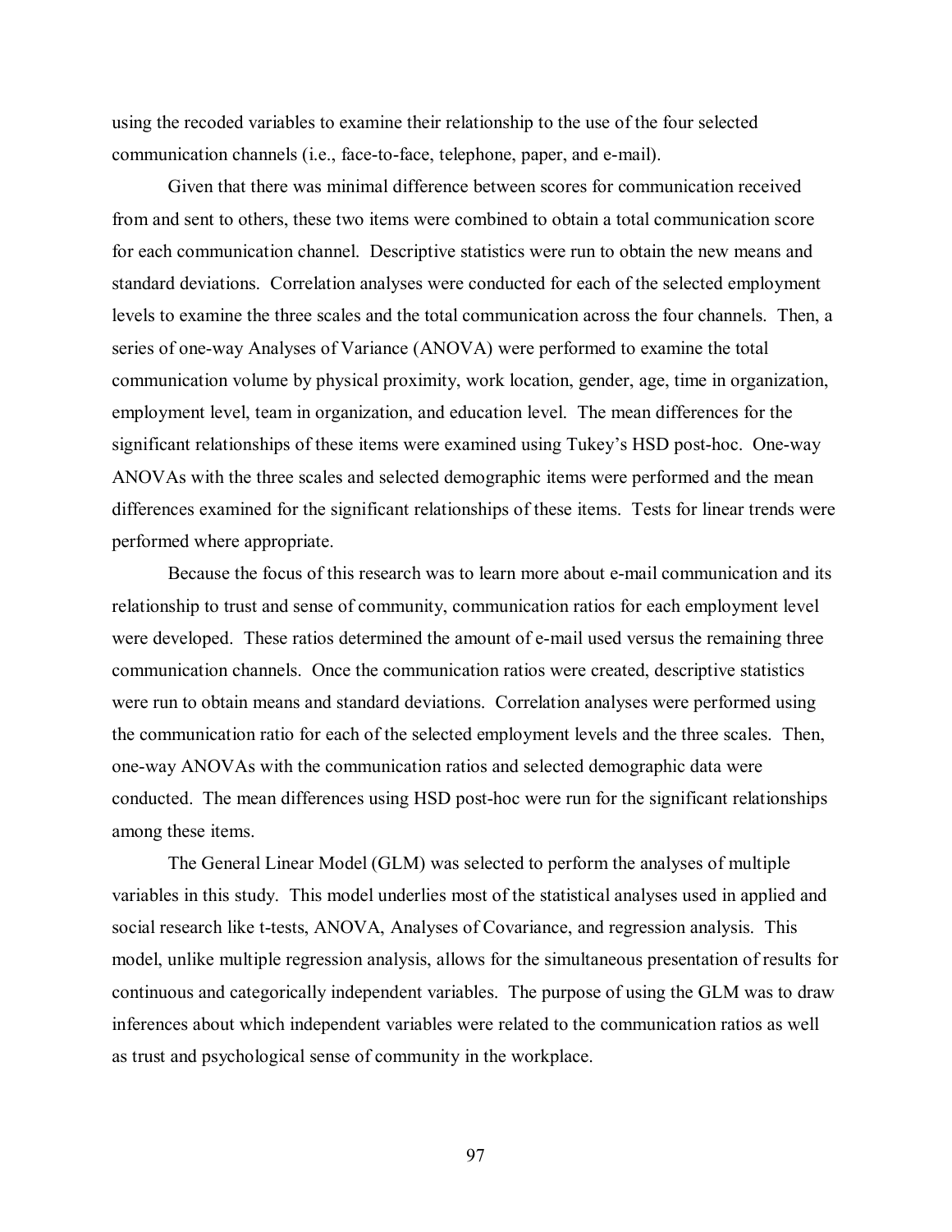using the recoded variables to examine their relationship to the use of the four selected communication channels (i.e., face-to-face, telephone, paper, and e-mail).

Given that there was minimal difference between scores for communication received from and sent to others, these two items were combined to obtain a total communication score for each communication channel. Descriptive statistics were run to obtain the new means and standard deviations. Correlation analyses were conducted for each of the selected employment levels to examine the three scales and the total communication across the four channels. Then, a series of one-way Analyses of Variance (ANOVA) were performed to examine the total communication volume by physical proximity, work location, gender, age, time in organization, employment level, team in organization, and education level. The mean differences for the significant relationships of these items were examined using Tukey's HSD post-hoc. One-way ANOVAs with the three scales and selected demographic items were performed and the mean differences examined for the significant relationships of these items. Tests for linear trends were performed where appropriate.

Because the focus of this research was to learn more about e-mail communication and its relationship to trust and sense of community, communication ratios for each employment level were developed. These ratios determined the amount of e-mail used versus the remaining three communication channels. Once the communication ratios were created, descriptive statistics were run to obtain means and standard deviations. Correlation analyses were performed using the communication ratio for each of the selected employment levels and the three scales. Then, one-way ANOVAs with the communication ratios and selected demographic data were conducted. The mean differences using HSD post-hoc were run for the significant relationships among these items.

The General Linear Model (GLM) was selected to perform the analyses of multiple variables in this study. This model underlies most of the statistical analyses used in applied and social research like t-tests, ANOVA, Analyses of Covariance, and regression analysis. This model, unlike multiple regression analysis, allows for the simultaneous presentation of results for continuous and categorically independent variables. The purpose of using the GLM was to draw inferences about which independent variables were related to the communication ratios as well as trust and psychological sense of community in the workplace.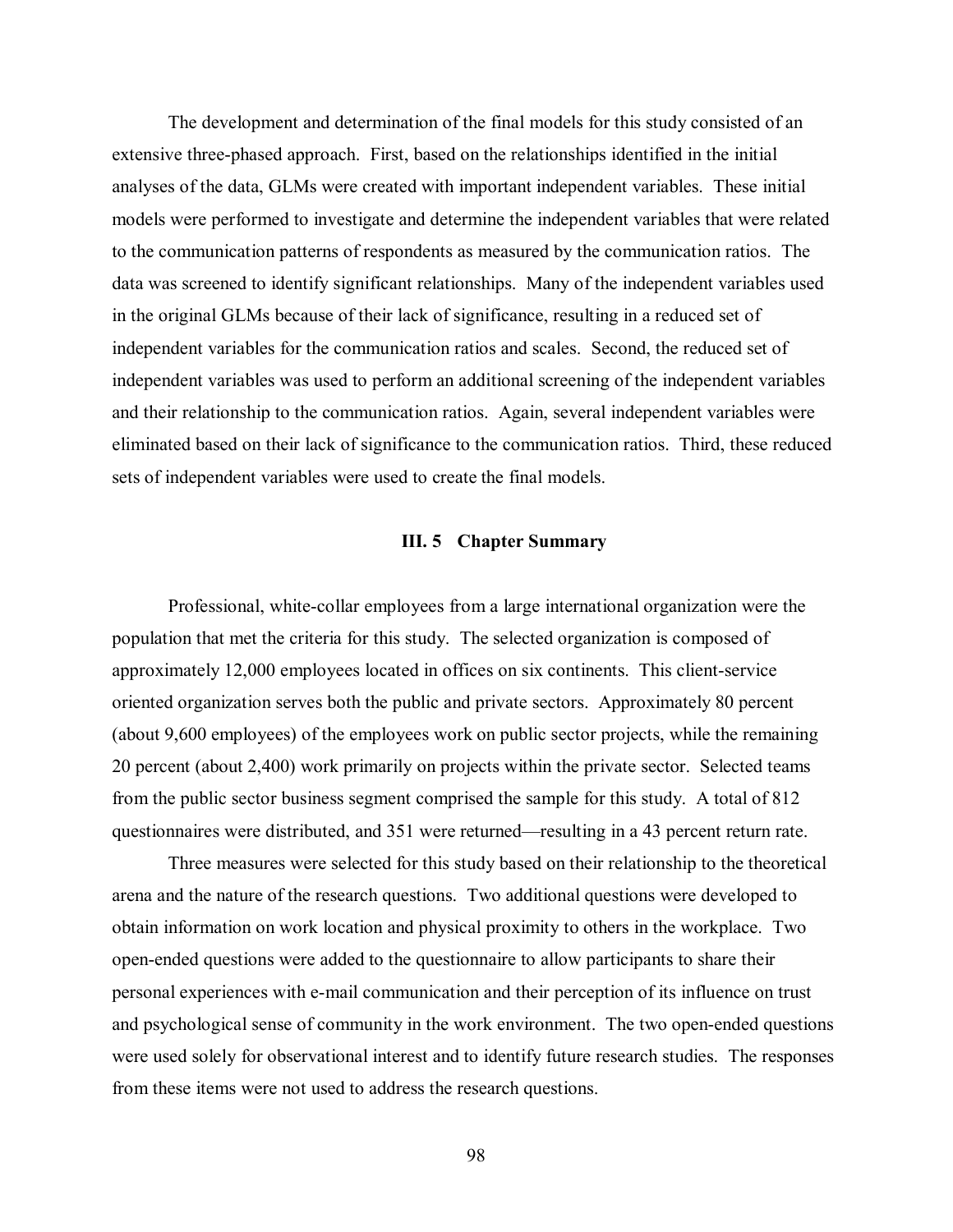The development and determination of the final models for this study consisted of an extensive three-phased approach. First, based on the relationships identified in the initial analyses of the data, GLMs were created with important independent variables. These initial models were performed to investigate and determine the independent variables that were related to the communication patterns of respondents as measured by the communication ratios. The data was screened to identify significant relationships. Many of the independent variables used in the original GLMs because of their lack of significance, resulting in a reduced set of independent variables for the communication ratios and scales. Second, the reduced set of independent variables was used to perform an additional screening of the independent variables and their relationship to the communication ratios. Again, several independent variables were eliminated based on their lack of significance to the communication ratios. Third, these reduced sets of independent variables were used to create the final models.

### III. 5 Chapter Summary

Professional, white-collar employees from a large international organization were the population that met the criteria for this study. The selected organization is composed of approximately 12,000 employees located in offices on six continents. This client-service oriented organization serves both the public and private sectors. Approximately 80 percent (about 9,600 employees) of the employees work on public sector projects, while the remaining 20 percent (about 2,400) work primarily on projects within the private sector. Selected teams from the public sector business segment comprised the sample for this study. A total of 812 questionnaires were distributed, and 351 were returned—resulting in a 43 percent return rate.

Three measures were selected for this study based on their relationship to the theoretical arena and the nature of the research questions. Two additional questions were developed to obtain information on work location and physical proximity to others in the workplace. Two open-ended questions were added to the questionnaire to allow participants to share their personal experiences with e-mail communication and their perception of its influence on trust and psychological sense of community in the work environment. The two open-ended questions were used solely for observational interest and to identify future research studies. The responses from these items were not used to address the research questions.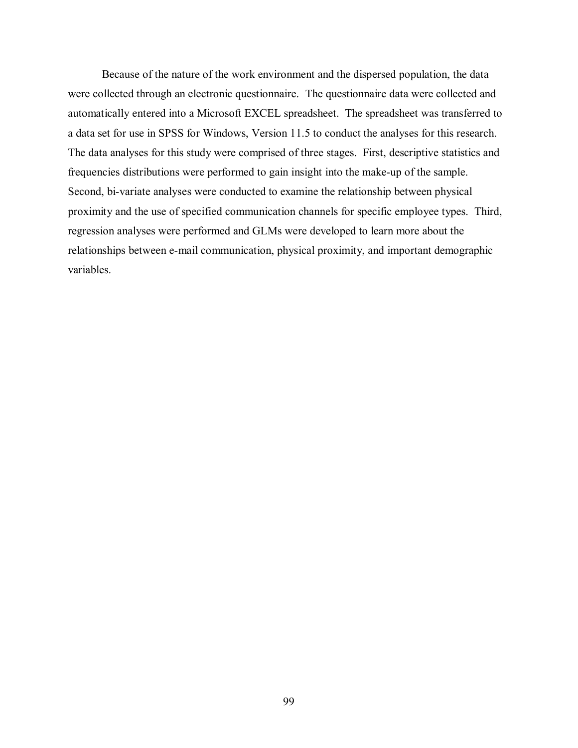Because of the nature of the work environment and the dispersed population, the data were collected through an electronic questionnaire. The questionnaire data were collected and automatically entered into a Microsoft EXCEL spreadsheet. The spreadsheet was transferred to a data set for use in SPSS for Windows, Version 11.5 to conduct the analyses for this research. The data analyses for this study were comprised of three stages. First, descriptive statistics and frequencies distributions were performed to gain insight into the make-up of the sample. Second, bi-variate analyses were conducted to examine the relationship between physical proximity and the use of specified communication channels for specific employee types. Third, regression analyses were performed and GLMs were developed to learn more about the relationships between e-mail communication, physical proximity, and important demographic variables.